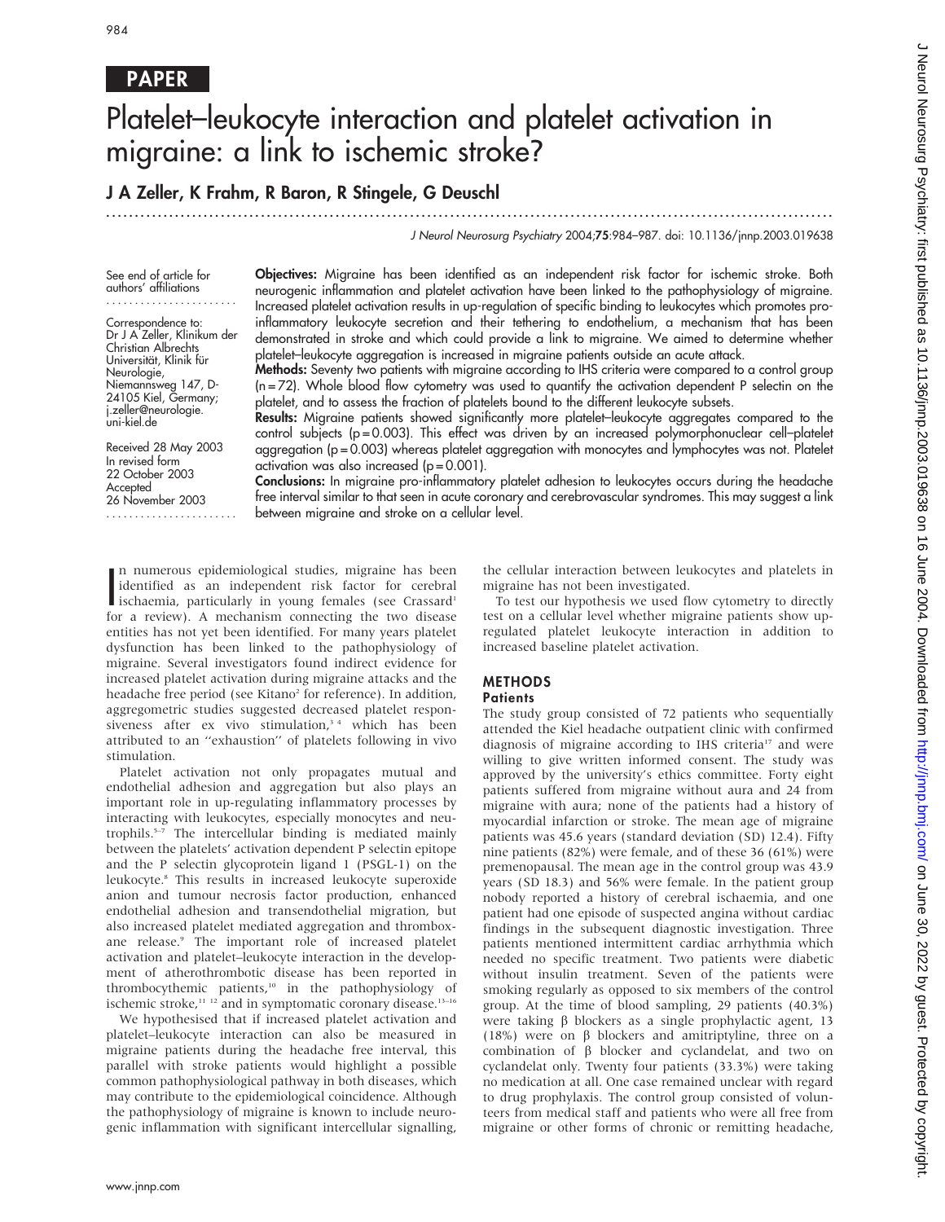PAPER

# Platelet–leukocyte interaction and platelet activation in migraine: a link to ischemic stroke?

**J A Zeller, K Frahm, R Baron, R Stingele, G Deuschl**

See end of article for authors' affiliations

Correspondence to: Dr J A Zeller, Klinikum der Christian Albrechts Universität, Klinik für Neurologie, Niemannsweg 147, D-24105 Kiel, Germany; j.zeller@neurologie.uni-kiel.de

Received 28 May 2003
In revised form 22 October 2003
Accepted 26 November 2003

**Objectives:** Migraine has been identified as an independent risk factor for ischemic stroke. Both neurogenic inflammation and platelet activation have been linked to the pathophysiology of migraine. Increased platelet activation results in up-regulation of specific binding to leukocytes which promotes pro-inflammatory leukocyte secretion and their tethering to endothelium, a mechanism that has been demonstrated in stroke and which could provide a link to migraine. We aimed to determine whether platelet–leukocyte aggregation is increased in migraine patients outside an acute attack.

**Methods:** Seventy two patients with migraine according to IHS criteria were compared to a control group (n = 72). Whole blood flow cytometry was used to quantify the activation dependent P selectin on the platelet, and to assess the fraction of platelets bound to the different leukocyte subsets.

**Results:** Migraine patients showed significantly more platelet–leukocyte aggregates compared to the control subjects (p = 0.003). This effect was driven by an increased polymorphonuclear cell–platelet aggregation (p = 0.003) whereas platelet aggregation with monocytes and lymphocytes was not. Platelet activation was also increased (p = 0.001).

**Conclusions:** In migraine pro-inflammatory platelet adhesion to leukocytes occurs during the headache free interval similar to that seen in acute coronary and cerebrovascular syndromes. This may suggest a link between migraine and stroke on a cellular level.

In numerous epidemiological studies, migraine has been identified as an independent risk factor for cerebral ischaemia, particularly in young females (see Crassard[1] for a review). A mechanism connecting the two disease entities has not yet been identified. For many years platelet dysfunction has been linked to the pathophysiology of migraine. Several investigators found indirect evidence for increased platelet activation during migraine attacks and the headache free period (see Kitano[2] for reference). In addition, aggregometric studies suggested decreased platelet responsiveness after ex vivo stimulation,[3 4] which has been attributed to an "exhaustion" of platelets following in vivo stimulation.

Platelet activation not only propagates mutual and endothelial adhesion and aggregation but also plays an important role in up-regulating inflammatory processes by interacting with leukocytes, especially monocytes and neutrophils.[5–7] The intercellular binding is mediated mainly between the platelets' activation dependent P selectin epitope and the P selectin glycoprotein ligand 1 (PSGL-1) on the leukocyte.[8] This results in increased leukocyte superoxide anion and tumour necrosis factor production, enhanced endothelial adhesion and transendothelial migration, but also increased platelet mediated aggregation and thromboxane release.[9] The important role of increased platelet activation and platelet–leukocyte interaction in the development of atherothrombotic disease has been reported in thrombocythemic patients,[10] in the pathophysiology of ischemic stroke,[11 12] and in symptomatic coronary disease.[13–16]

We hypothesised that if increased platelet activation and platelet–leukocyte interaction can also be measured in migraine patients during the headache free interval, this parallel with stroke patients would highlight a possible common pathophysiological pathway in both diseases, which may contribute to the epidemiological coincidence. Although the pathophysiology of migraine is known to include neurogenic inflammation with significant intercellular signalling, the cellular interaction between leukocytes and platelets in migraine has not been investigated.

To test our hypothesis we used flow cytometry to directly test on a cellular level whether migraine patients show up-regulated platelet leukocyte interaction in addition to increased baseline platelet activation.

## METHODS

### Patients

The study group consisted of 72 patients who sequentially attended the Kiel headache outpatient clinic with confirmed diagnosis of migraine according to IHS criteria[17] and were willing to give written informed consent. The study was approved by the university's ethics committee. Forty eight patients suffered from migraine without aura and 24 from migraine with aura; none of the patients had a history of myocardial infarction or stroke. The mean age of migraine patients was 45.6 years (standard deviation (SD) 12.4). Fifty nine patients (82%) were female, and of these 36 (61%) were premenopausal. The mean age in the control group was 43.9 years (SD 18.3) and 56% were female. In the patient group nobody reported a history of cerebral ischaemia, and one patient had one episode of suspected angina without cardiac findings in the subsequent diagnostic investigation. Three patients mentioned intermittent cardiac arrhythmia which needed no specific treatment. Two patients were diabetic without insulin treatment. Seven of the patients were smoking regularly as opposed to six members of the control group. At the time of blood sampling, 29 patients (40.3%) were taking β blockers as a single prophylactic agent, 13 (18%) were on β blockers and amitriptyline, three on a combination of β blocker and cyclandelat, and two on cyclandelat only. Twenty four patients (33.3%) were taking no medication at all. One case remained unclear with regard to drug prophylaxis. The control group consisted of volunteers from medical staff and patients who were all free from migraine or other forms of chronic or remitting headache,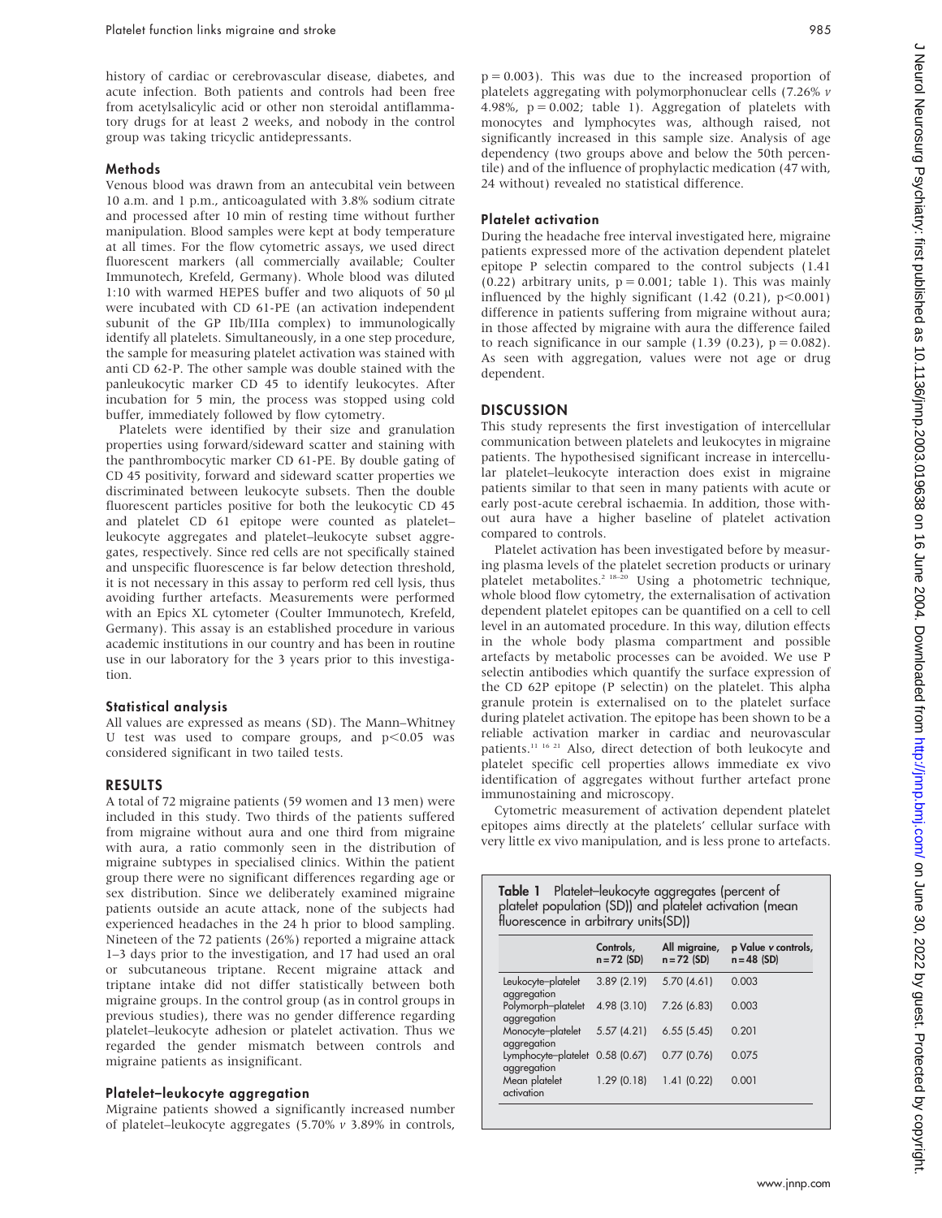history of cardiac or cerebrovascular disease, diabetes, and acute infection. Both patients and controls had been free from acetylsalicylic acid or other non steroidal antiflammatory drugs for at least 2 weeks, and nobody in the control group was taking tricyclic antidepressants.

### Methods

Venous blood was drawn from an antecubital vein between 10 a.m. and 1 p.m., anticoagulated with 3.8% sodium citrate and processed after 10 min of resting time without further manipulation. Blood samples were kept at body temperature at all times. For the flow cytometric assays, we used direct fluorescent markers (all commercially available; Coulter Immunotech, Krefeld, Germany). Whole blood was diluted 1:10 with warmed HEPES buffer and two aliquots of 50 µl were incubated with CD 61-PE (an activation independent subunit of the GP IIb/IIIa complex) to immunologically identify all platelets. Simultaneously, in a one step procedure, the sample for measuring platelet activation was stained with anti CD 62-P. The other sample was double stained with the panleukocytic marker CD 45 to identify leukocytes. After incubation for 5 min, the process was stopped using cold buffer, immediately followed by flow cytometry.

Platelets were identified by their size and granulation properties using forward/sideward scatter and staining with the panthrombocytic marker CD 61-PE. By double gating of CD 45 positivity, forward and sideward scatter properties we discriminated between leukocyte subsets. Then the double fluorescent particles positive for both the leukocytic CD 45 and platelet CD 61 epitope were counted as platelet–leukocyte aggregates and platelet–leukocyte subset aggregates, respectively. Since red cells are not specifically stained and unspecific fluorescence is far below detection threshold, it is not necessary in this assay to perform red cell lysis, thus avoiding further artefacts. Measurements were performed with an Epics XL cytometer (Coulter Immunotech, Krefeld, Germany). This assay is an established procedure in various academic institutions in our country and has been in routine use in our laboratory for the 3 years prior to this investigation.

### Statistical analysis

All values are expressed as means (SD). The Mann–Whitney U test was used to compare groups, and $p<0.05$ was considered significant in two tailed tests.

## RESULTS

A total of 72 migraine patients (59 women and 13 men) were included in this study. Two thirds of the patients suffered from migraine without aura and one third from migraine with aura, a ratio commonly seen in the distribution of migraine subtypes in specialised clinics. Within the patient group there were no significant differences regarding age or sex distribution. Since we deliberately examined migraine patients outside an acute attack, none of the subjects had experienced headaches in the 24 h prior to blood sampling. Nineteen of the 72 patients (26%) reported a migraine attack 1–3 days prior to the investigation, and 17 had used an oral or subcutaneous triptane. Recent migraine attack and triptane intake did not differ statistically between both migraine groups. In the control group (as in control groups in previous studies), there was no gender difference regarding platelet–leukocyte adhesion or platelet activation. Thus we regarded the gender mismatch between controls and migraine patients as insignificant.

### Platelet–leukocyte aggregation

Migraine patients showed a significantly increased number of platelet–leukocyte aggregates (5.70% *v* 3.89% in controls, $p = 0.003$). This was due to the increased proportion of platelets aggregating with polymorphonuclear cells (7.26% *v* 4.98%, $p = 0.002$; table 1). Aggregation of platelets with monocytes and lymphocytes was, although raised, not significantly increased in this sample size. Analysis of age dependency (two groups above and below the 50th percentile) and of the influence of prophylactic medication (47 with, 24 without) revealed no statistical difference.

### Platelet activation

During the headache free interval investigated here, migraine patients expressed more of the activation dependent platelet epitope P selectin compared to the control subjects (1.41 (0.22) arbitrary units, $p = 0.001$; table 1). This was mainly influenced by the highly significant (1.42 (0.21), $p<0.001$) difference in patients suffering from migraine without aura; in those affected by migraine with aura the difference failed to reach significance in our sample (1.39 (0.23), $p = 0.082$). As seen with aggregation, values were not age or drug dependent.

## DISCUSSION

This study represents the first investigation of intercellular communication between platelets and leukocytes in migraine patients. The hypothesised significant increase in intercellular platelet–leukocyte interaction does exist in migraine patients similar to that seen in many patients with acute or early post-acute cerebral ischaemia. In addition, those without aura have a higher baseline of platelet activation compared to controls.

Platelet activation has been investigated before by measuring plasma levels of the platelet secretion products or urinary platelet metabolites.[2 18–20] Using a photometric technique, whole blood flow cytometry, the externalisation of activation dependent platelet epitopes can be quantified on a cell to cell level in an automated procedure. In this way, dilution effects in the whole body plasma compartment and possible artefacts by metabolic processes can be avoided. We use P selectin antibodies which quantify the surface expression of the CD 62P epitope (P selectin) on the platelet. This alpha granule protein is externalised on to the platelet surface during platelet activation. The epitope has been shown to be a reliable activation marker in cardiac and neurovascular patients.[11 16 21] Also, direct detection of both leukocyte and platelet specific cell properties allows immediate ex vivo identification of aggregates without further artefact prone immunostaining and microscopy.

Cytometric measurement of activation dependent platelet epitopes aims directly at the platelets' cellular surface with very little ex vivo manipulation, and is less prone to artefacts.

**Table 1** Platelet–leukocyte aggregates (percent of platelet population (SD)) and platelet activation (mean fluorescence in arbitrary units(SD))

| | Controls, n = 72 (SD) | All migraine, n = 72 (SD) | p Value *v* controls, n = 48 (SD) |
|---|---|---|---|
| Leukocyte–platelet aggregation | 3.89 (2.19) | 5.70 (4.61) | 0.003 |
| Polymorph–platelet aggregation | 4.98 (3.10) | 7.26 (6.83) | 0.003 |
| Monocyte–platelet aggregation | 5.57 (4.21) | 6.55 (5.45) | 0.201 |
| Lymphocyte–platelet aggregation | 0.58 (0.67) | 0.77 (0.76) | 0.075 |
| Mean platelet activation | 1.29 (0.18) | 1.41 (0.22) | 0.001 |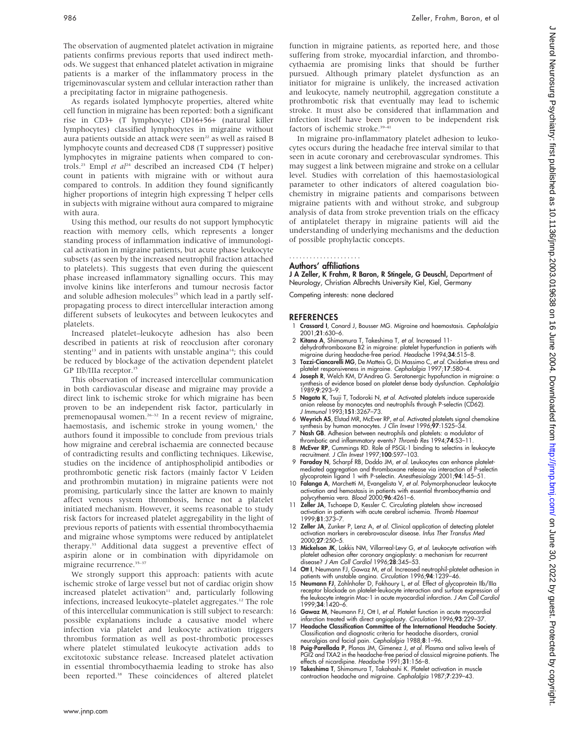The observation of augmented platelet activation in migraine patients confirms previous reports that used indirect methods. We suggest that enhanced platelet activation in migraine patients is a marker of the inflammatory process in the trigeminovascular system and cellular interaction rather than a precipitating factor in migraine pathogenesis.

As regards isolated lymphocyte properties, altered white cell function in migraine has been reported: both a significant rise in CD3+ (T lymphocyte) CD16+56+ (natural killer lymphocytes) classified lymphocytes in migraine without aura patients outside an attack were seen[22] as well as raised B lymphocyte counts and decreased CD8 (T suppresser) positive lymphocytes in migraine patients when compared to controls.[23] Empl *et al*[24] described an increased CD4 (T helper) count in patients with migraine with or without aura compared to controls. In addition they found significantly higher proportions of integrin high expressing T helper cells in subjects with migraine without aura compared to migraine with aura.

Using this method, our results do not support lymphocytic reaction with memory cells, which represents a longer standing process of inflammation indicative of immunological activation in migraine patients, but acute phase leukocyte subsets (as seen by the increased neutrophil fraction attached to platelets). This suggests that even during the quiescent phase increased inflammatory signalling occurs. This may involve kinins like interferons and tumour necrosis factor and soluble adhesion molecules[25] which lead in a partly self-propagating process to direct intercellular interaction among different subsets of leukocytes and between leukocytes and platelets.

Increased platelet–leukocyte adhesion has also been described in patients at risk of reocclusion after coronary stenting[13] and in patients with unstable angina[14]; this could be reduced by blockage of the activation dependent platelet GP IIb/IIIa receptor.[15]

This observation of increased intercellular communication in both cardiovascular disease and migraine may provide a direct link to ischemic stroke for which migraine has been proven to be an independent risk factor, particularly in premenopausal women.[26–32] In a recent review of migraine, haemostasis, and ischemic stroke in young women,[1] the authors found it impossible to conclude from previous trials how migraine and cerebral ischaemia are connected because of contradicting results and conflicting techniques. Likewise, studies on the incidence of antiphospholipid antibodies or prothrombotic genetic risk factors (mainly factor V Leiden and prothrombin mutation) in migraine patients were not promising, particularly since the latter are known to mainly affect venous system thrombosis, hence not a platelet initiated mechanism. However, it seems reasonable to study risk factors for increased platelet aggregability in the light of previous reports of patients with essential thrombocythaemia and migraine whose symptoms were reduced by antiplatelet therapy.[33] Additional data suggest a preventive effect of aspirin alone or in combination with dipyridamole on migraine recurrence.[35–37]

We strongly support this approach: patients with acute ischemic stroke of large vessel but not of cardiac origin show increased platelet activation[11] and, particularly following infections, increased leukocyte–platelet aggregates.[12] The role of this intercellular communication is still subject to research: possible explanations include a causative model where infection via platelet and leukocyte activation triggers thrombus formation as well as post-thrombotic processes where platelet stimulated leukocyte activation adds to excitotoxic substance release. Increased platelet activation in essential thrombocythaemia leading to stroke has also been reported.[38] These coincidences of altered platelet function in migraine patients, as reported here, and those suffering from stroke, myocardial infarction, and thrombocythaemia are promising links that should be further pursued. Although primary platelet dysfunction as an initiator for migraine is unlikely, the increased activation and leukocyte, namely neutrophil, aggregation constitute a prothrombotic risk that eventually may lead to ischemic stroke. It must also be considered that inflammation and infection itself have been proven to be independent risk factors of ischemic stroke.[39–41]

In migraine pro-inflammatory platelet adhesion to leukocytes occurs during the headache free interval similar to that seen in acute coronary and cerebrovascular syndromes. This may suggest a link between migraine and stroke on a cellular level. Studies with correlation of this haemostasiological parameter to other indicators of altered coagulation biochemistry in migraine patients and comparisons between migraine patients with and without stroke, and subgroup analysis of data from stroke prevention trials on the efficacy of antiplatelet therapy in migraine patients will aid the understanding of underlying mechanisms and the deduction of possible prophylactic concepts.

## Authors' affiliations

**J A Zeller, K Frahm, R Baron, R Stingele, G Deuschl,** Department of Neurology, Christian Albrechts University Kiel, Kiel, Germany

Competing interests: none declared

## REFERENCES

1. **Crassard I**, Conard J, Bousser MG. Migraine and haemostasis. *Cephalalgia* 2001;**21**:630–6.
2. **Kitano A**, Shimomura T, Takeshima T, *et al*. Increased 11-dehydrothromboxane B2 in migraine: platelet hyperfunction in patients with migraine during headache-free period. *Headache* 1994;**34**:515–8.
3. **Tozzi-Ciancarelli MG**, De Matteis G, Di Massimo C, *et al*. Oxidative stress and platelet responsiveness in migraine. *Cephalalgia* 1997;**17**:580–4.
4. **Joseph R**, Welch KM, D'Andrea G. Serotonergic hypofunction in migraine: a synthesis of evidence based on platelet dense body dysfunction. *Cephalalgia* 1989;**9**:293–9.
5. **Nagata K**, Tsuji T, Todoroki N, *et al*. Activated platelets induce superoxide anion release by monocytes and neutrophils through P-selectin (CD62). *J Immunol* 1993;**151**:3267–73.
6. **Weyrich AS**, Elstad MR, McEver RP, *et al*. Activated platelets signal chemokine synthesis by human monocytes. *J Clin Invest* 1996;**97**:1525–34.
7. **Nash GB**. Adhesion between neutrophils and platelets: a modulator of thrombotic and inflammatory events? *Thromb Res* 1994;**74**:S3–11.
8. **McEver RP**, Cummings RD. Role of PSGL-1 binding to selectins in leukocyte recruitment. *J Clin Invest* 1997;**100**:S97–103.
9. **Faraday N**, Scharpf RB, Dodd JM, *et al*. Leukocytes can enhance platelet-mediated aggregation and thromboxane release via interaction of P-selectin glycoprotein ligand 1 with P-selectin. *Anesthesiology* 2001;**94**:145–51.
10. **Falanga A**, Marchetti M, Evangelista V, *et al*. Polymorphonuclear leukocyte activation and hemostasis in patients with essential thrombocythemia and polycythemia vera. *Blood* 2000;**96**:4261–6.
11. **Zeller JA**, Tschoepe D, Kessler C. Circulating platelets show increased activation in patients with acute cerebral ischemia. *Thromb Haemost* 1999;**81**:373–7.
12. **Zeller JA**, Zunker P, Lenz A, *et al*. Clinical application of detecting platelet activation markers in cerebrovascular disease. *Infus Ther Transfus Med* 2000;**27**:250–5.
13. **Mickelson JK**, Lakkis NM, Villarreal-Levy G, *et al*. Leukocyte activation with platelet adhesion after coronary angioplasty: a mechanism for recurrent disease? *J Am Coll Cardiol* 1996;**28**:345–53.
14. **Ott I**, Neumann FJ, Gawaz M, *et al*. Increased neutrophil-platelet adhesion in patients with unstable angina. *Circulation* 1996;**94**:1239–46.
15. **Neumann FJ**, Zohlnhofer D, Fakhoury L, *et al*. Effect of glycoprotein IIb/IIIa receptor blockade on platelet-leukocyte interaction and surface expression of the leukocyte integrin Mac-1 in acute myocardial infarction. *J Am Coll Cardiol* 1999;**34**:1420–6.
16. **Gawaz M**, Neumann FJ, Ott I, *et al*. Platelet function in acute myocardial infarction treated with direct angioplasty. *Circulation* 1996;**93**:229–37.
17. **Headache Classification Committee of the International Headache Society**. Classification and diagnostic criteria for headache disorders, cranial neuralgias and facial pain. *Cephalalgia* 1988;**8**:1–96.
18. **Puig-Parellada P**, Planas JM, Gimenez J, *et al*. Plasma and saliva levels of PGI2 and TXA2 in the headache-free period of classical migraine patients. The effects of nicardipine. *Headache* 1991;**31**:156–8.
19. **Takeshima T**, Shimomura T, Takahashi K. Platelet activation in muscle contraction headache and migraine. *Cephalalgia* 1987;**7**:239–43.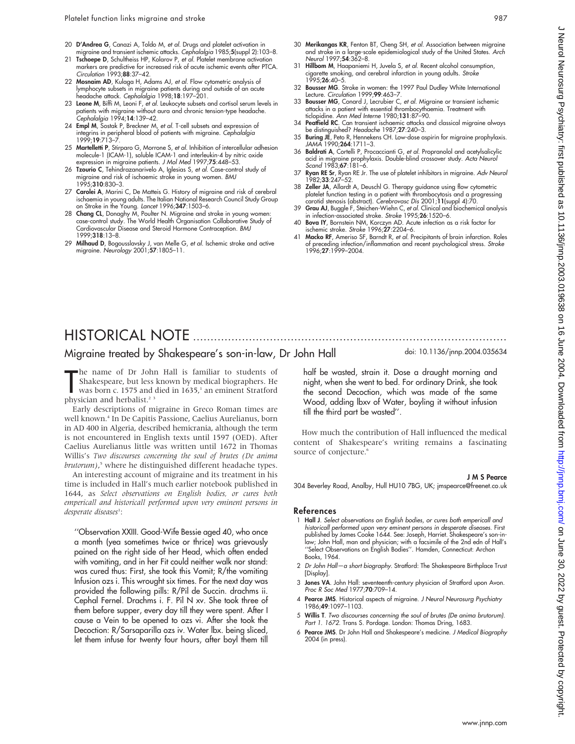20 **D'Andrea G**, Canazi A, Toldo M, *et al.* Drugs and platelet activation in migraine and transient ischemic attacks. *Cephalalgia* 1985;**5**(suppl 2):103–8.
21 **Tschoepe D**, Schultheiss HP, Kolarov P, *et al.* Platelet membrane activation markers are predictive for increased risk of acute ischemic events after PTCA. *Circulation* 1993;**88**:37–42.
22 **Mosnaim AD**, Kulaga H, Adams AJ, *et al.* Flow cytometric analysis of lymphocyte subsets in migraine patients during and outside of an acute headache attack. *Cephalalgia* 1998;**18**:197–201.
23 **Leone M**, Biffi M, Leoni F, *et al.* Leukocyte subsets and cortisol serum levels in patients with migraine without aura and chronic tension-type headache. *Cephalalgia* 1994;**14**:139–42.
24 **Empl M**, Sostak P, Breckner M, *et al.* T-cell subsets and expression of integrins in peripheral blood of patients with migraine. *Cephalalgia* 1999;**19**:713–7.
25 **Martelletti P**, Stirparo G, Morrone S, *et al.* Inhibition of intercellular adhesion molecule-1 (ICAM-1), soluble ICAM-1 and interleukin-4 by nitric oxide expression in migraine patients. *J Mol Med* 1997;**75**:448–53.
26 **Tzourio C**, Tehindrazanarivelo A, Iglesias S, *et al.* Case-control study of migraine and risk of ischaemic stroke in young women. *BMJ* 1995;**310**:830–3.
27 **Carolei A**, Marini C, De Matteis G. History of migraine and risk of cerebral ischaemia in young adults. The Italian National Research Council Study Group on Stroke in the Young. *Lancet* 1996;**347**:1503–6.
28 **Chang CL**, Donaghy M, Poulter N. Migraine and stroke in young women: case-control study. The World Health Organisation Collaborative Study of Cardiovascular Disease and Steroid Hormone Contraception. *BMJ* 1999;**318**:13–8.
29 **Milhaud D**, Bogousslavsky J, van Melle G, *et al.* Ischemic stroke and active migraine. *Neurology* 2001;**57**:1805–11.
30 **Merikangas KR**, Fenton BT, Cheng SH, *et al.* Association between migraine and stroke in a large-scale epidemiological study of the United States. *Arch Neurol* 1997;**54**:362–8.
31 **Hillbom M**, Haapaniemi H, Juvela S, *et al.* Recent alcohol consumption, cigarette smoking, and cerebral infarction in young adults. *Stroke* 1995;**26**:40–5.
32 **Bousser MG**. Stroke in women: the 1997 Paul Dudley White International Lecture. *Circulation* 1999;**99**:463–7.
33 **Bousser MG**, Conard J, Lecrubier C, *et al.* Migraine or transient ischemic attacks in a patient with essential thrombocythaemia. Treatment with ticlopidine. *Ann Med Interne* 1980;**131**:87–90.
34 **Peatfield RC**. Can transient ischaemic attacks and classical migraine always be distinguished? *Headache* 1987;**27**:240–3.
35 **Buring JE**, Peto R, Hennekens CH. Low-dose aspirin for migraine prophylaxis. *JAMA* 1990;**264**:1711–3.
36 **Baldrati A**, Cortelli P, Procaccianti G, *et al.* Propranolol and acetylsalicylic acid in migraine prophylaxis. Double-blind crossover study. *Acta Neurol Scand* 1983;**67**:181–6.
37 **Ryan RE Sr**, Ryan RE Jr. The use of platelet inhibitors in migraine. *Adv Neurol* 1982;**33**:247–52.
38 **Zeller JA**, Allardt A, Deuschl G. Therapy guidance using flow cytometric platelet function testing in a patient with thrombocytosis and a progressing carotid stenosis (abstract). *Cerebrovasc Dis* 2001;**11**(suppl 4):70.
39 **Grau AJ**, Buggle F, Steichen-Wiehn C, *et al.* Clinical and biochemical analysis in infection-associated stroke. *Stroke* 1995;**26**:1520–6.
40 **Bova IY**, Bornstein NM, Korczyn AD. Acute infection as a risk factor for ischemic stroke. *Stroke* 1996;**27**:2204–6.
41 **Macko RF**, Ameriso SF, Barndt R, *et al.* Precipitants of brain infarction. Roles of preceding infection/inflammation and recent psychological stress. *Stroke* 1996;**27**:1999–2004.

# HISTORICAL NOTE

## Migraine treated by Shakespeare's son-in-law, Dr John Hall

doi: 10.1136/jnnp.2004.035634

The name of Dr John Hall is familiar to students of Shakespeare, but less known by medical biographers. He was born c. 1575 and died in 1635,[1] an eminent Stratford physician and herbalist.[2,3]

Early descriptions of migraine in Greco Roman times are well known.[4] In De Capitis Passione, Caelius Aurelianus, born in AD 400 in Algeria, described hemicrania, although the term is not encountered in English texts until 1597 (OED). After Caelius Aurelianus little was written until 1672 in Thomas Willis's *Two discourses concerning the soul of brutes (De anima brutorum)*,[5] where he distinguished different headache types.

An interesting account of migraine and its treatment in his time is included in Hall's much earlier notebook published in 1644, as *Select observations on English bodies, or cures both empericall and historicall performed upon very eminent persons in desperate diseases*[1]:

> "Observation XXIII. Good-Wife Bessie aged 40, who once a month (yea sometimes twice or thrice) was grievously pained on the right side of her Head, which often ended with vomiting, and in her Fit could neither walk nor stand: was cured thus: First, she took this Vomit; R/the vomiting Infusion ozs i. This wrought six times. For the next day was provided the following pills: R/Pil de Succin. drachms ii. Cephal Fernel. Drachms i. F. Pil N xv. She took three of them before supper, every day till they were spent. After I cause a Vein to be opened to ozs vi. After she took the Decoction: R/Sarsaparilla ozs iv. Water lbx. being sliced, let them infuse for twenty four hours, after boyl them till half be wasted, strain it. Dose a draught morning and night, when she went to bed. For ordinary Drink, she took the second Decoction, which was made of the same Wood, adding lbxv of Water, boyling it without infusion till the third part be wasted".

How much the contribution of Hall influenced the medical content of Shakespeare's writing remains a fascinating source of conjecture.[6]

**J M S Pearce**

304 Beverley Road, Anlaby, Hull HU10 7BG, UK; jmspearce@freenet.co.uk

### References

1 **Hall J**. *Select observations on English bodies, or cures both empericall and historicall performed upon very eminent persons in desperate diseases.* First published by James Cooke 1644. See: Joseph, Harriet. Shakespeare's son-in-law; John Hall, man and physician; with a facsimile of the 2nd edn of Hall's "Select Observations on English Bodies". Hamden, Connecticut: Archon Books, 1964.
2 *Dr John Hall—a short biography.* Stratford: The Shakespeare Birthplace Trust [Display].
3 **Jones VA**. John Hall: seventeenth-century physician of Stratford upon Avon. *Proc R Soc Med* 1977;**70**:709–14.
4 **Pearce JMS**. Historical aspects of migraine. *J Neurol Neurosurg Psychiatry* 1986;**49**:1097–1103.
5 **Willis T**. *Two discourses concerning the soul of brutes (De anima brutorum). Part 1. 1672.* Trans S. Pordage. London: Thomas Dring, 1683.
6 **Pearce JMS**. Dr John Hall and Shakespeare's medicine. *J Medical Biography* 2004 (in press).